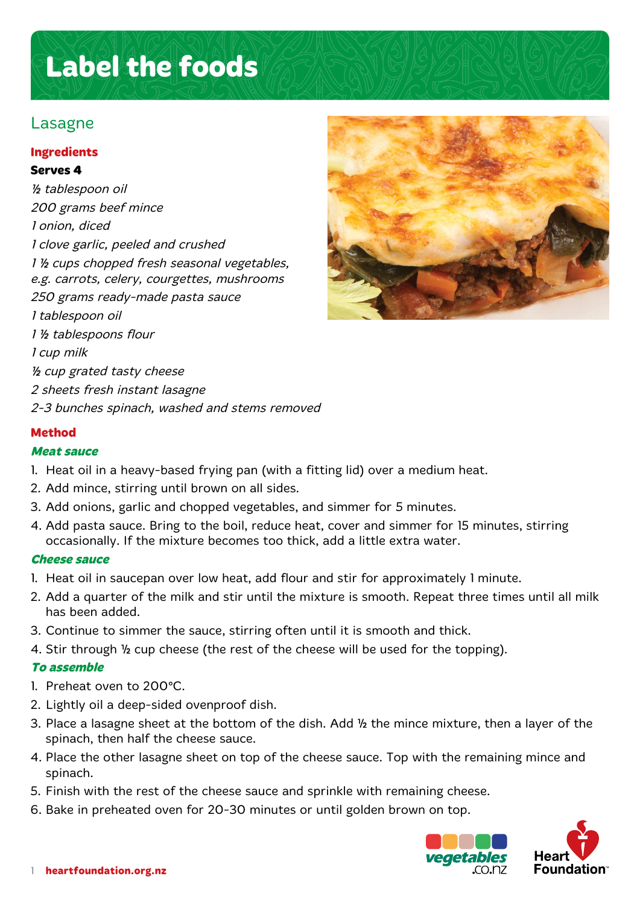# Label the foods

## Lasagne

**Ingredients**

**Serves 4**

*½ tablespoon oil*
*200 grams beef mince*
*1 onion, diced*
*1 clove garlic, peeled and crushed*
*1 ½ cups chopped fresh seasonal vegetables, e.g. carrots, celery, courgettes, mushrooms*
*250 grams ready-made pasta sauce*
*1 tablespoon oil*
*1 ½ tablespoons flour*
*1 cup milk*
*½ cup grated tasty cheese*
*2 sheets fresh instant lasagne*
*2-3 bunches spinach, washed and stems removed*

**Method**

***Meat sauce***

1. Heat oil in a heavy-based frying pan (with a fitting lid) over a medium heat.
2. Add mince, stirring until brown on all sides.
3. Add onions, garlic and chopped vegetables, and simmer for 5 minutes.
4. Add pasta sauce. Bring to the boil, reduce heat, cover and simmer for 15 minutes, stirring occasionally. If the mixture becomes too thick, add a little extra water.

***Cheese sauce***

1. Heat oil in saucepan over low heat, add flour and stir for approximately 1 minute.
2. Add a quarter of the milk and stir until the mixture is smooth. Repeat three times until all milk has been added.
3. Continue to simmer the sauce, stirring often until it is smooth and thick.
4. Stir through ½ cup cheese (the rest of the cheese will be used for the topping).

***To assemble***

1. Preheat oven to 200°C.
2. Lightly oil a deep-sided ovenproof dish.
3. Place a lasagne sheet at the bottom of the dish. Add ½ the mince mixture, then a layer of the spinach, then half the cheese sauce.
4. Place the other lasagne sheet on top of the cheese sauce. Top with the remaining mince and spinach.
5. Finish with the rest of the cheese sauce and sprinkle with remaining cheese.
6. Bake in preheated oven for 20-30 minutes or until golden brown on top.

heartfoundation.org.nz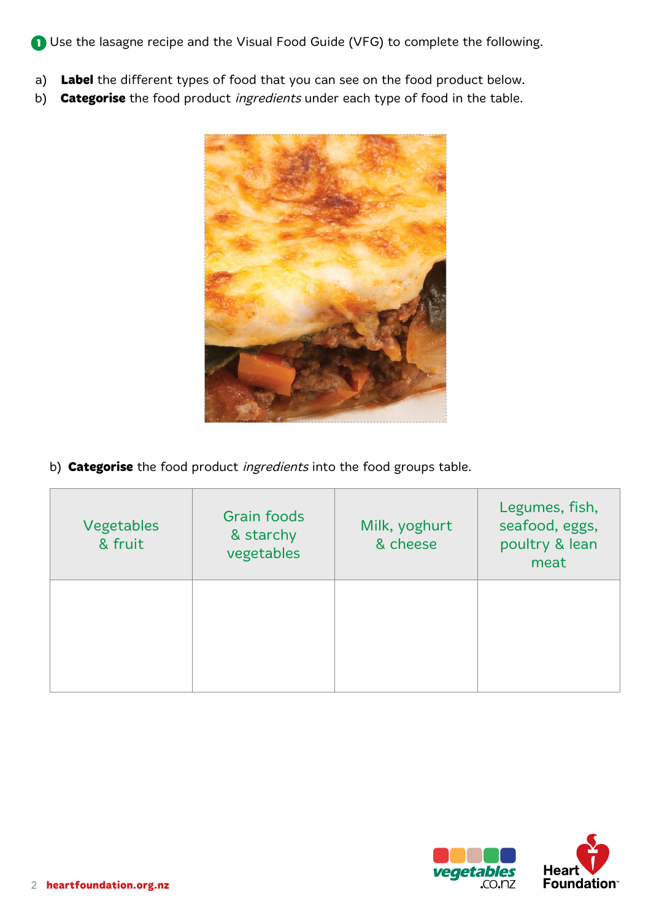**1** Use the lasagne recipe and the Visual Food Guide (VFG) to complete the following.

a) **Label** the different types of food that you can see on the food product below.
b) **Categorise** the food product *ingredients* under each type of food in the table.

b) **Categorise** the food product *ingredients* into the food groups table.

| Vegetables & fruit | Grain foods & starchy vegetables | Milk, yoghurt & cheese | Legumes, fish, seafood, eggs, poultry & lean meat |
|---|---|---|---|
| | | | |